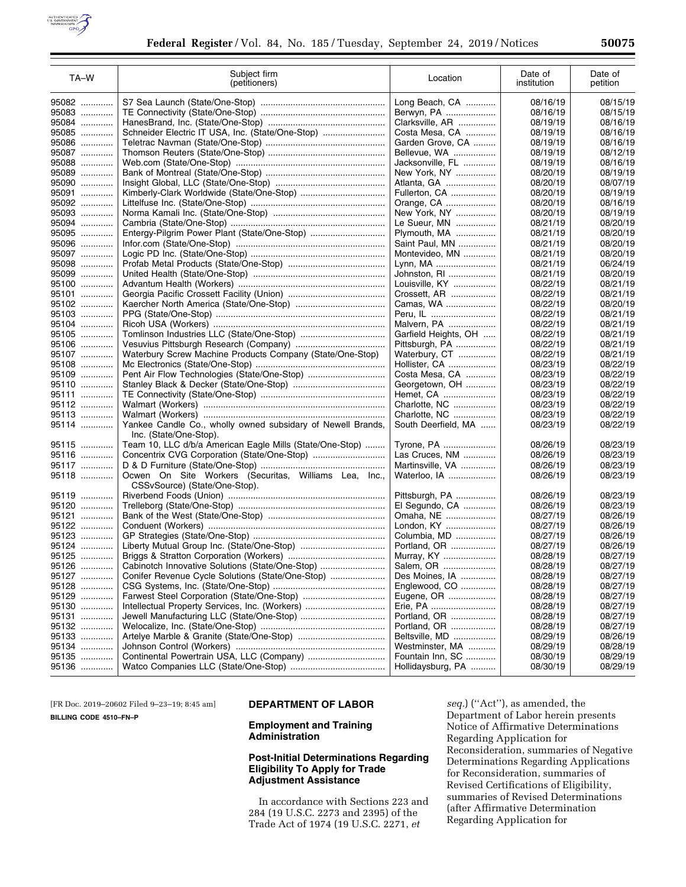| TA–W | Subject firm (petitioners) | Location | Date of institution | Date of petition |
|---|---|---|---|---|
| 95082 | S7 Sea Launch (State/One-Stop) | Long Beach, CA | 08/16/19 | 08/15/19 |
| 95083 | TE Connectivity (State/One-Stop) | Berwyn, PA | 08/16/19 | 08/15/19 |
| 95084 | HanesBrand, Inc. (State/One-Stop) | Clarksville, AR | 08/19/19 | 08/16/19 |
| 95085 | Schneider Electric IT USA, Inc. (State/One-Stop) | Costa Mesa, CA | 08/19/19 | 08/16/19 |
| 95086 | Teletrac Navman (State/One-Stop) | Garden Grove, CA | 08/19/19 | 08/16/19 |
| 95087 | Thomson Reuters (State/One-Stop) | Bellevue, WA | 08/19/19 | 08/12/19 |
| 95088 | Web.com (State/One-Stop) | Jacksonville, FL | 08/19/19 | 08/16/19 |
| 95089 | Bank of Montreal (State/One-Stop) | New York, NY | 08/20/19 | 08/19/19 |
| 95090 | Insight Global, LLC (State/One-Stop) | Atlanta, GA | 08/20/19 | 08/07/19 |
| 95091 | Kimberly-Clark Worldwide (State/One-Stop) | Fullerton, CA | 08/20/19 | 08/19/19 |
| 95092 | Littelfuse Inc. (State/One-Stop) | Orange, CA | 08/20/19 | 08/16/19 |
| 95093 | Norma Kamali Inc. (State/One-Stop) | New York, NY | 08/20/19 | 08/19/19 |
| 95094 | Cambria (State/One-Stop) | Le Sueur, MN | 08/21/19 | 08/20/19 |
| 95095 | Entergy-Pilgrim Power Plant (State/One-Stop) | Plymouth, MA | 08/21/19 | 08/20/19 |
| 95096 | Infor.com (State/One-Stop) | Saint Paul, MN | 08/21/19 | 08/20/19 |
| 95097 | Logic PD Inc. (State/One-Stop) | Montevideo, MN | 08/21/19 | 08/20/19 |
| 95098 | Profab Metal Products (State/One-Stop) | Lynn, MA | 08/21/19 | 06/24/19 |
| 95099 | United Health (State/One-Stop) | Johnston, RI | 08/21/19 | 08/20/19 |
| 95100 | Advantum Health (Workers) | Louisville, KY | 08/22/19 | 08/21/19 |
| 95101 | Georgia Pacific Crossett Facility (Union) | Crossett, AR | 08/22/19 | 08/21/19 |
| 95102 | Kaercher North America (State/One-Stop) | Camas, WA | 08/22/19 | 08/20/19 |
| 95103 | PPG (State/One-Stop) | Peru, IL | 08/22/19 | 08/21/19 |
| 95104 | Ricoh USA (Workers) | Malvern, PA | 08/22/19 | 08/21/19 |
| 95105 | Tomlinson Industries LLC (State/One-Stop) | Garfield Heights, OH | 08/22/19 | 08/21/19 |
| 95106 | Vesuvius Pittsburgh Research (Company) | Pittsburgh, PA | 08/22/19 | 08/21/19 |
| 95107 | Waterbury Screw Machine Products Company (State/One-Stop) | Waterbury, CT | 08/22/19 | 08/21/19 |
| 95108 | Mc Electronics (State/One-Stop) | Hollister, CA | 08/23/19 | 08/22/19 |
| 95109 | Pent Air Flow Technologies (State/One-Stop) | Costa Mesa, CA | 08/23/19 | 08/22/19 |
| 95110 | Stanley Black & Decker (State/One-Stop) | Georgetown, OH | 08/23/19 | 08/22/19 |
| 95111 | TE Connectivity (State/One-Stop) | Hemet, CA | 08/23/19 | 08/22/19 |
| 95112 | Walmart (Workers) | Charlotte, NC | 08/23/19 | 08/22/19 |
| 95113 | Walmart (Workers) | Charlotte, NC | 08/23/19 | 08/22/19 |
| 95114 | Yankee Candle Co., wholly owned subsidary of Newell Brands, Inc. (State/One-Stop). | South Deerfield, MA | 08/23/19 | 08/22/19 |
| 95115 | Team 10, LLC d/b/a American Eagle Mills (State/One-Stop) | Tyrone, PA | 08/26/19 | 08/23/19 |
| 95116 | Concentrix CVG Corporation (State/One-Stop) | Las Cruces, NM | 08/26/19 | 08/23/19 |
| 95117 | D & D Furniture (State/One-Stop) | Martinsville, VA | 08/26/19 | 08/23/19 |
| 95118 | Ocwen On Site Workers (Securitas, Williams Lea, Inc., CSSvSource) (State/One-Stop). | Waterloo, IA | 08/26/19 | 08/23/19 |
| 95119 | Riverbend Foods (Union) | Pittsburgh, PA | 08/26/19 | 08/23/19 |
| 95120 | Trelleborg (State/One-Stop) | El Segundo, CA | 08/26/19 | 08/23/19 |
| 95121 | Bank of the West (State/One-Stop) | Omaha, NE | 08/27/19 | 08/26/19 |
| 95122 | Conduent (Workers) | London, KY | 08/27/19 | 08/26/19 |
| 95123 | GP Strategies (State/One-Stop) | Columbia, MD | 08/27/19 | 08/26/19 |
| 95124 | Liberty Mutual Group Inc. (State/One-Stop) | Portland, OR | 08/27/19 | 08/26/19 |
| 95125 | Briggs & Stratton Corporation (Workers) | Murray, KY | 08/28/19 | 08/27/19 |
| 95126 | Cabinotch Innovative Solutions (State/One-Stop) | Salem, OR | 08/28/19 | 08/27/19 |
| 95127 | Conifer Revenue Cycle Solutions (State/One-Stop) | Des Moines, IA | 08/28/19 | 08/27/19 |
| 95128 | CSG Systems, Inc. (State/One-Stop) | Englewood, CO | 08/28/19 | 08/27/19 |
| 95129 | Farwest Steel Corporation (State/One-Stop) | Eugene, OR | 08/28/19 | 08/27/19 |
| 95130 | Intellectual Property Services, Inc. (Workers) | Erie, PA | 08/28/19 | 08/27/19 |
| 95131 | Jewell Manufacturing LLC (State/One-Stop) | Portland, OR | 08/28/19 | 08/27/19 |
| 95132 | Welocalize, Inc. (State/One-Stop) | Portland, OR | 08/28/19 | 08/27/19 |
| 95133 | Artelye Marble & Granite (State/One-Stop) | Beltsville, MD | 08/29/19 | 08/26/19 |
| 95134 | Johnson Control (Workers) | Westminster, MA | 08/29/19 | 08/28/19 |
| 95135 | Continental Powertrain USA, LLC (Company) | Fountain Inn, SC | 08/30/19 | 08/29/19 |
| 95136 | Watco Companies LLC (State/One-Stop) | Hollidaysburg, PA | 08/30/19 | 08/29/19 |

[FR Doc. 2019–20602 Filed 9–23–19; 8:45 am]

**BILLING CODE 4510–FN–P**

## DEPARTMENT OF LABOR

### Employment and Training Administration

### Post-Initial Determinations Regarding Eligibility To Apply for Trade Adjustment Assistance

In accordance with Sections 223 and 284 (19 U.S.C. 2273 and 2395) of the Trade Act of 1974 (19 U.S.C. 2271, *et seq.*) (''Act''), as amended, the Department of Labor herein presents Notice of Affirmative Determinations Regarding Application for Reconsideration, summaries of Negative Determinations Regarding Applications for Reconsideration, summaries of Revised Certifications of Eligibility, summaries of Revised Determinations (after Affirmative Determination Regarding Application for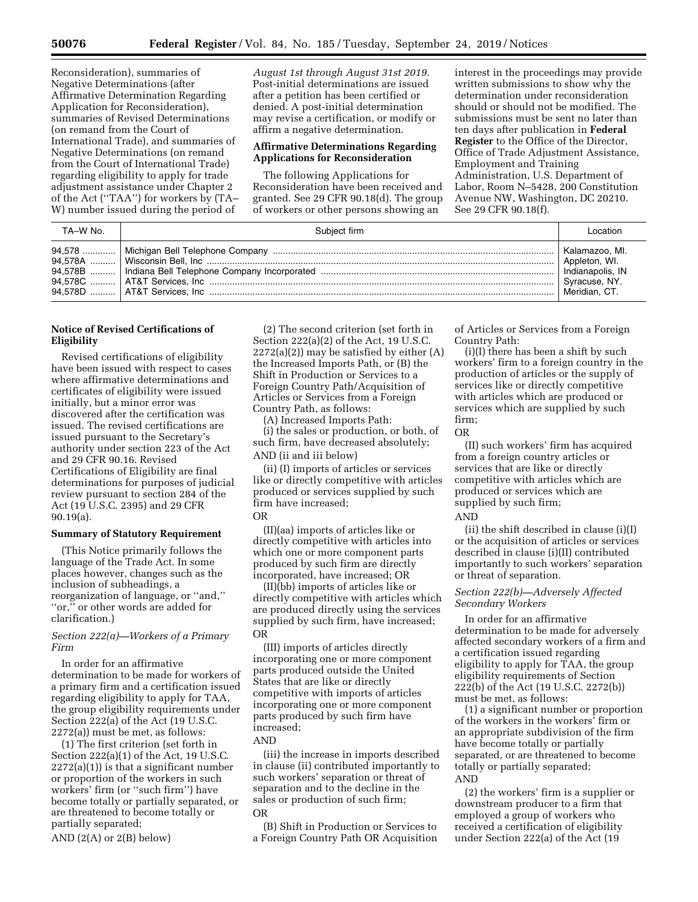Reconsideration), summaries of Negative Determinations (after Affirmative Determination Regarding Application for Reconsideration), summaries of Revised Determinations (on remand from the Court of International Trade), and summaries of Negative Determinations (on remand from the Court of International Trade) regarding eligibility to apply for trade adjustment assistance under Chapter 2 of the Act (''TAA'') for workers by (TA–W) number issued during the period of *August 1st through August 31st 2019.* Post-initial determinations are issued after a petition has been certified or denied. A post-initial determination may revise a certification, or modify or affirm a negative determination.

## Affirmative Determinations Regarding Applications for Reconsideration

The following Applications for Reconsideration have been received and granted. See 29 CFR 90.18(d). The group of workers or other persons showing an interest in the proceedings may provide written submissions to show why the determination under reconsideration should or should not be modified. The submissions must be sent no later than ten days after publication in **Federal Register** to the Office of the Director, Office of Trade Adjustment Assistance, Employment and Training Administration, U.S. Department of Labor, Room N–5428, 200 Constitution Avenue NW, Washington, DC 20210. See 29 CFR 90.18(f).

| TA–W No. | Subject firm | Location |
|---|---|---|
| 94,578 | Michigan Bell Telephone Company | Kalamazoo, MI. |
| 94,578A | Wisconsin Bell, Inc | Appleton, WI. |
| 94,578B | Indiana Bell Telephone Company Incorporated | Indianapolis, IN |
| 94,578C | AT&T Services, Inc | Syracuse, NY. |
| 94,578D | AT&T Services, Inc | Meridian, CT. |

## Notice of Revised Certifications of Eligibility

Revised certifications of eligibility have been issued with respect to cases where affirmative determinations and certificates of eligibility were issued initially, but a minor error was discovered after the certification was issued. The revised certifications are issued pursuant to the Secretary's authority under section 223 of the Act and 29 CFR 90.16. Revised Certifications of Eligibility are final determinations for purposes of judicial review pursuant to section 284 of the Act (19 U.S.C. 2395) and 29 CFR 90.19(a).

## Summary of Statutory Requirement

(This Notice primarily follows the language of the Trade Act. In some places however, changes such as the inclusion of subheadings, a reorganization of language, or ''and,'' ''or,'' or other words are added for clarification.)

### *Section 222(a)—Workers of a Primary Firm*

In order for an affirmative determination to be made for workers of a primary firm and a certification issued regarding eligibility to apply for TAA, the group eligibility requirements under Section 222(a) of the Act (19 U.S.C. 2272(a)) must be met, as follows:

(1) The first criterion (set forth in Section 222(a)(1) of the Act, 19 U.S.C. 2272(a)(1)) is that a significant number or proportion of the workers in such workers' firm (or ''such firm'') have become totally or partially separated, or are threatened to become totally or partially separated;

AND (2(A) or 2(B) below)

(2) The second criterion (set forth in Section 222(a)(2) of the Act, 19 U.S.C. 2272(a)(2)) may be satisfied by either (A) the Increased Imports Path, or (B) the Shift in Production or Services to a Foreign Country Path/Acquisition of Articles or Services from a Foreign Country Path, as follows:

(A) Increased Imports Path:

(i) the sales or production, or both, of such firm, have decreased absolutely;

AND (ii and iii below)

(ii) (I) imports of articles or services like or directly competitive with articles produced or services supplied by such firm have increased;

OR

(II)(aa) imports of articles like or directly competitive with articles into which one or more component parts produced by such firm are directly incorporated, have increased; OR

(II)(bb) imports of articles like or directly competitive with articles which are produced directly using the services supplied by such firm, have increased; OR

(III) imports of articles directly incorporating one or more component parts produced outside the United States that are like or directly competitive with imports of articles incorporating one or more component parts produced by such firm have increased;

AND

(iii) the increase in imports described in clause (ii) contributed importantly to such workers' separation or threat of separation and to the decline in the sales or production of such firm;

OR

(B) Shift in Production or Services to a Foreign Country Path OR Acquisition of Articles or Services from a Foreign Country Path:

(i)(I) there has been a shift by such workers' firm to a foreign country in the production of articles or the supply of services like or directly competitive with articles which are produced or services which are supplied by such firm;

OR

(II) such workers' firm has acquired from a foreign country articles or services that are like or directly competitive with articles which are produced or services which are supplied by such firm;

AND

(ii) the shift described in clause (i)(I) or the acquisition of articles or services described in clause (i)(II) contributed importantly to such workers' separation or threat of separation.

### *Section 222(b)—Adversely Affected Secondary Workers*

In order for an affirmative determination to be made for adversely affected secondary workers of a firm and a certification issued regarding eligibility to apply for TAA, the group eligibility requirements of Section 222(b) of the Act (19 U.S.C. 2272(b)) must be met, as follows:

(1) a significant number or proportion of the workers in the workers' firm or an appropriate subdivision of the firm have become totally or partially separated, or are threatened to become totally or partially separated;

AND

(2) the workers' firm is a supplier or downstream producer to a firm that employed a group of workers who received a certification of eligibility under Section 222(a) of the Act (19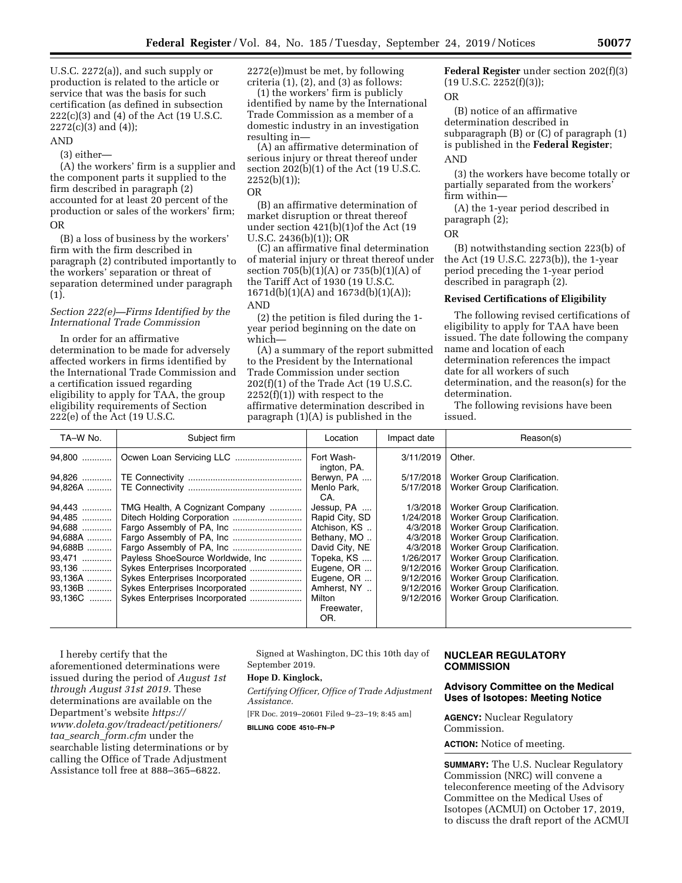U.S.C. 2272(a)), and such supply or production is related to the article or service that was the basis for such certification (as defined in subsection 222(c)(3) and (4) of the Act (19 U.S.C. 2272(c)(3) and (4));

AND

(3) either—

(A) the workers' firm is a supplier and the component parts it supplied to the firm described in paragraph (2) accounted for at least 20 percent of the production or sales of the workers' firm;

OR

(B) a loss of business by the workers' firm with the firm described in paragraph (2) contributed importantly to the workers' separation or threat of separation determined under paragraph (1).

*Section 222(e)—Firms Identified by the International Trade Commission*

In order for an affirmative determination to be made for adversely affected workers in firms identified by the International Trade Commission and a certification issued regarding eligibility to apply for TAA, the group eligibility requirements of Section 222(e) of the Act (19 U.S.C. 2272(e))must be met, by following criteria (1), (2), and (3) as follows:

(1) the workers' firm is publicly identified by name by the International Trade Commission as a member of a domestic industry in an investigation resulting in—

(A) an affirmative determination of serious injury or threat thereof under section 202(b)(1) of the Act (19 U.S.C. 2252(b)(1));

OR

(B) an affirmative determination of market disruption or threat thereof under section 421(b)(1)of the Act (19 U.S.C. 2436(b)(1)); OR

(C) an affirmative final determination of material injury or threat thereof under section 705(b)(1)(A) or 735(b)(1)(A) of the Tariff Act of 1930 (19 U.S.C. 1671d(b)(1)(A) and 1673d(b)(1)(A));

AND

(2) the petition is filed during the 1-year period beginning on the date on which—

(A) a summary of the report submitted to the President by the International Trade Commission under section 202(f)(1) of the Trade Act (19 U.S.C. 2252(f)(1)) with respect to the affirmative determination described in paragraph (1)(A) is published in the **Federal Register** under section 202(f)(3) (19 U.S.C. 2252(f)(3));

OR

(B) notice of an affirmative determination described in subparagraph (B) or (C) of paragraph (1) is published in the **Federal Register**;

AND

(3) the workers have become totally or partially separated from the workers' firm within—

(A) the 1-year period described in paragraph (2);

OR

(B) notwithstanding section 223(b) of the Act (19 U.S.C. 2273(b)), the 1-year period preceding the 1-year period described in paragraph (2).

**Revised Certifications of Eligibility**

The following revised certifications of eligibility to apply for TAA have been issued. The date following the company name and location of each determination references the impact date for all workers of such determination, and the reason(s) for the determination.

The following revisions have been issued.

| TA–W No. | Subject firm | Location | Impact date | Reason(s) |
|---|---|---|---|---|
| 94,800 | Ocwen Loan Servicing LLC | Fort Washington, PA. | 3/11/2019 | Other. |
| 94,826 | TE Connectivity | Berwyn, PA | 5/17/2018 | Worker Group Clarification. |
| 94,826A | TE Connectivity | Menlo Park, CA. | 5/17/2018 | Worker Group Clarification. |
| 94,443 | TMG Health, A Cognizant Company | Jessup, PA | 1/3/2018 | Worker Group Clarification. |
| 94,485 | Ditech Holding Corporation | Rapid City, SD | 1/24/2018 | Worker Group Clarification. |
| 94,688 | Fargo Assembly of PA, Inc | Atchison, KS | 4/3/2018 | Worker Group Clarification. |
| 94,688A | Fargo Assembly of PA, Inc | Bethany, MO | 4/3/2018 | Worker Group Clarification. |
| 94,688B | Fargo Assembly of PA, Inc | David City, NE | 4/3/2018 | Worker Group Clarification. |
| 93,471 | Payless ShoeSource Worldwide, Inc | Topeka, KS | 1/26/2017 | Worker Group Clarification. |
| 93,136 | Sykes Enterprises Incorporated | Eugene, OR | 9/12/2016 | Worker Group Clarification. |
| 93,136A | Sykes Enterprises Incorporated | Eugene, OR | 9/12/2016 | Worker Group Clarification. |
| 93,136B | Sykes Enterprises Incorporated | Amherst, NY | 9/12/2016 | Worker Group Clarification. |
| 93,136C | Sykes Enterprises Incorporated | Milton Freewater, OR. | 9/12/2016 | Worker Group Clarification. |

I hereby certify that the aforementioned determinations were issued during the period of *August 1st through August 31st 2019.* These determinations are available on the Department's website *https://www.doleta.gov/tradeact/petitioners/taa_search_form.cfm* under the searchable listing determinations or by calling the Office of Trade Adjustment Assistance toll free at 888–365–6822.

Signed at Washington, DC this 10th day of September 2019.

**Hope D. Kinglock,**

*Certifying Officer, Office of Trade Adjustment Assistance.*

[FR Doc. 2019–20601 Filed 9–23–19; 8:45 am]

**BILLING CODE 4510–FN–P**

## NUCLEAR REGULATORY COMMISSION

### Advisory Committee on the Medical Uses of Isotopes: Meeting Notice

**AGENCY:** Nuclear Regulatory Commission.

**ACTION:** Notice of meeting.

**SUMMARY:** The U.S. Nuclear Regulatory Commission (NRC) will convene a teleconference meeting of the Advisory Committee on the Medical Uses of Isotopes (ACMUI) on October 17, 2019, to discuss the draft report of the ACMUI